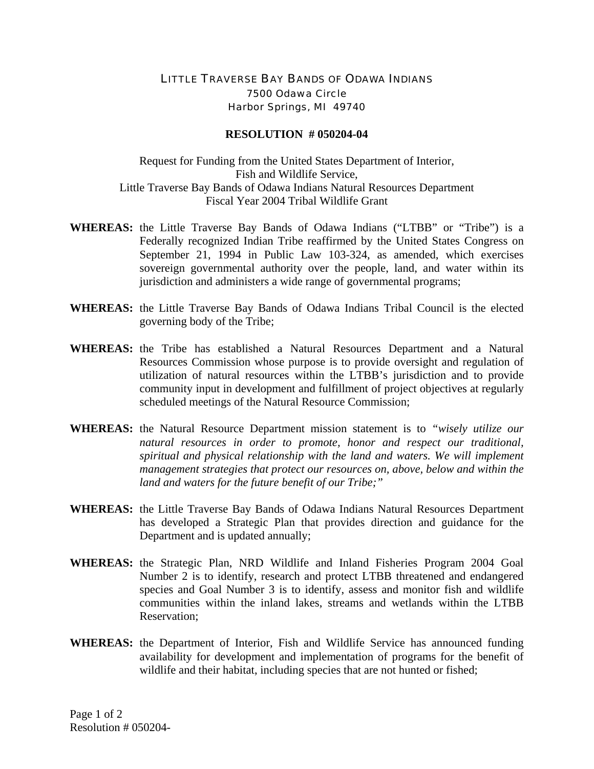# LITTLE TRAVERSE BAY BANDS OF ODAWA INDIANS

7500 Odawa Circle
Harbor Springs, MI 49740

## RESOLUTION # 050204-04

Request for Funding from the United States Department of Interior,
Fish and Wildlife Service,
Little Traverse Bay Bands of Odawa Indians Natural Resources Department
Fiscal Year 2004 Tribal Wildlife Grant

**WHEREAS:** the Little Traverse Bay Bands of Odawa Indians ("LTBB" or "Tribe") is a Federally recognized Indian Tribe reaffirmed by the United States Congress on September 21, 1994 in Public Law 103-324, as amended, which exercises sovereign governmental authority over the people, land, and water within its jurisdiction and administers a wide range of governmental programs;

**WHEREAS:** the Little Traverse Bay Bands of Odawa Indians Tribal Council is the elected governing body of the Tribe;

**WHEREAS:** the Tribe has established a Natural Resources Department and a Natural Resources Commission whose purpose is to provide oversight and regulation of utilization of natural resources within the LTBB's jurisdiction and to provide community input in development and fulfillment of project objectives at regularly scheduled meetings of the Natural Resource Commission;

**WHEREAS:** the Natural Resource Department mission statement is to *"wisely utilize our natural resources in order to promote, honor and respect our traditional, spiritual and physical relationship with the land and waters. We will implement management strategies that protect our resources on, above, below and within the land and waters for the future benefit of our Tribe;"*

**WHEREAS:** the Little Traverse Bay Bands of Odawa Indians Natural Resources Department has developed a Strategic Plan that provides direction and guidance for the Department and is updated annually;

**WHEREAS:** the Strategic Plan, NRD Wildlife and Inland Fisheries Program 2004 Goal Number 2 is to identify, research and protect LTBB threatened and endangered species and Goal Number 3 is to identify, assess and monitor fish and wildlife communities within the inland lakes, streams and wetlands within the LTBB Reservation;

**WHEREAS:** the Department of Interior, Fish and Wildlife Service has announced funding availability for development and implementation of programs for the benefit of wildlife and their habitat, including species that are not hunted or fished;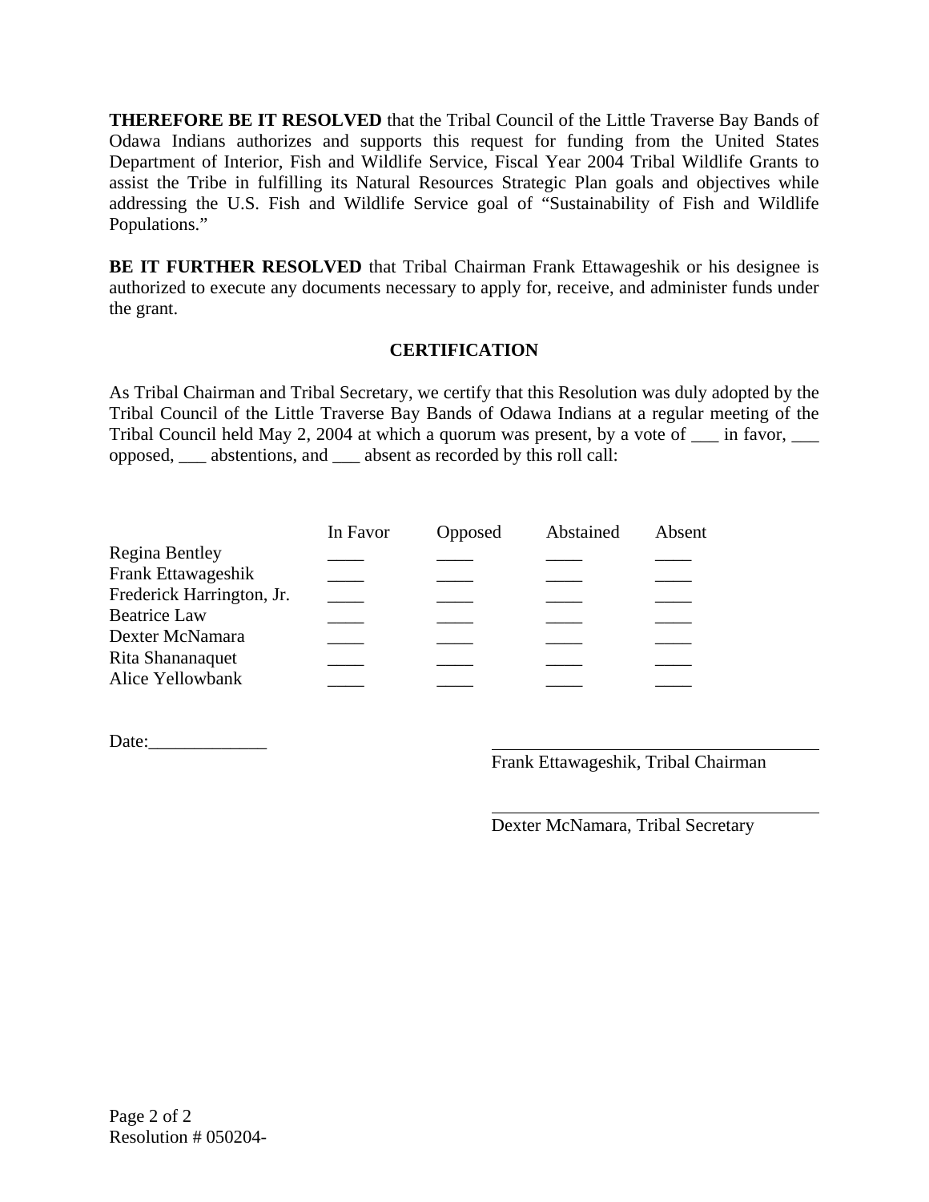**THEREFORE BE IT RESOLVED** that the Tribal Council of the Little Traverse Bay Bands of Odawa Indians authorizes and supports this request for funding from the United States Department of Interior, Fish and Wildlife Service, Fiscal Year 2004 Tribal Wildlife Grants to assist the Tribe in fulfilling its Natural Resources Strategic Plan goals and objectives while addressing the U.S. Fish and Wildlife Service goal of "Sustainability of Fish and Wildlife Populations."

**BE IT FURTHER RESOLVED** that Tribal Chairman Frank Ettawageshik or his designee is authorized to execute any documents necessary to apply for, receive, and administer funds under the grant.

**CERTIFICATION**

As Tribal Chairman and Tribal Secretary, we certify that this Resolution was duly adopted by the Tribal Council of the Little Traverse Bay Bands of Odawa Indians at a regular meeting of the Tribal Council held May 2, 2004 at which a quorum was present, by a vote of ___ in favor, ___ opposed, ___ abstentions, and ___ absent as recorded by this roll call:

| | In Favor | Opposed | Abstained | Absent |
|---|---|---|---|---|
| Regina Bentley | ____ | ____ | ____ | ____ |
| Frank Ettawageshik | ____ | ____ | ____ | ____ |
| Frederick Harrington, Jr. | ____ | ____ | ____ | ____ |
| Beatrice Law | ____ | ____ | ____ | ____ |
| Dexter McNamara | ____ | ____ | ____ | ____ |
| Rita Shananaquet | ____ | ____ | ____ | ____ |
| Alice Yellowbank | ____ | ____ | ____ | ____ |

Date:_____________

_____________________________________
Frank Ettawageshik, Tribal Chairman

_____________________________________
Dexter McNamara, Tribal Secretary

Resolution # 050204-